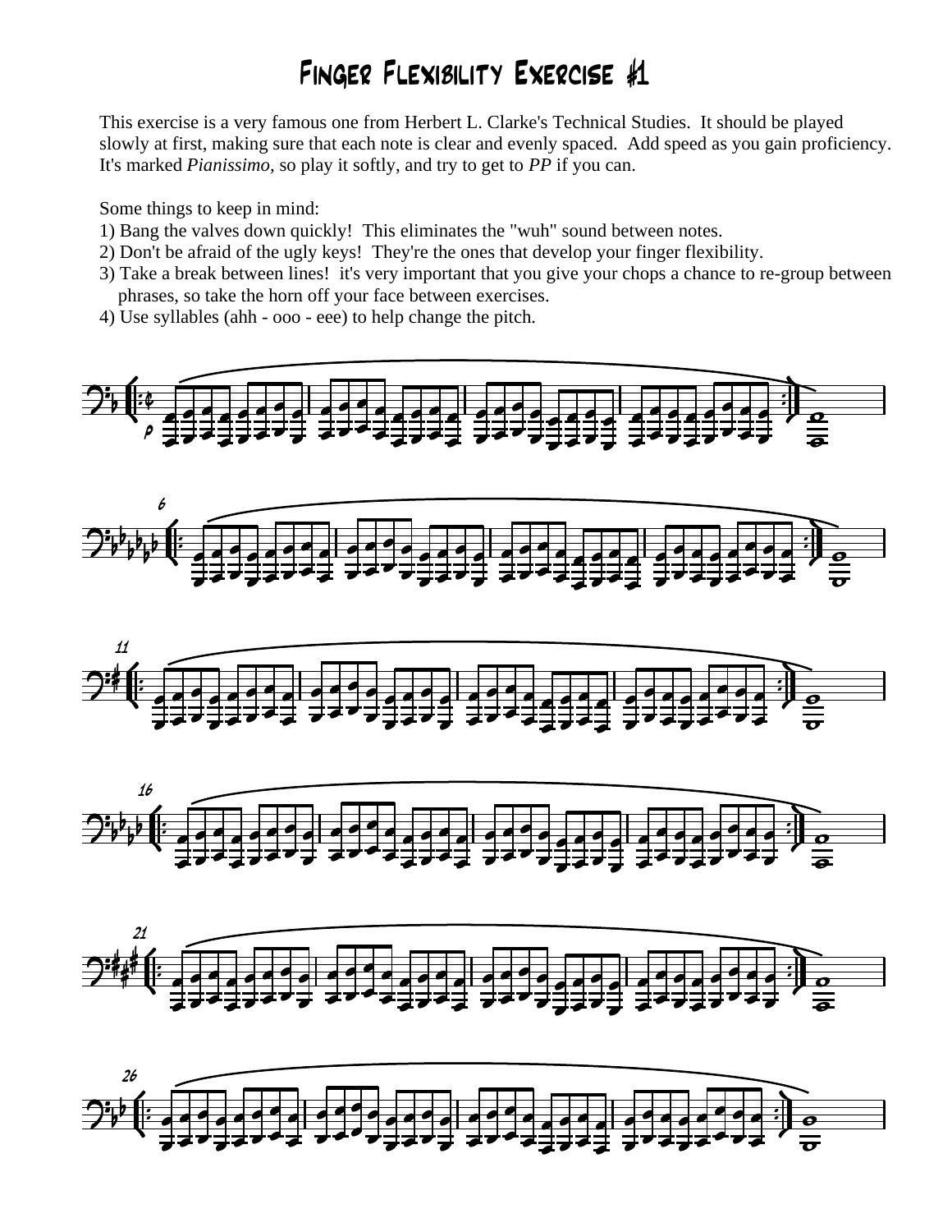# Finger Flexibility Exercise #1

This exercise is a very famous one from Herbert L. Clarke's Technical Studies. It should be played slowly at first, making sure that each note is clear and evenly spaced. Add speed as you gain proficiency. It's marked *Pianissimo,* so play it softly, and try to get to *PP* if you can.

Some things to keep in mind:

1) Bang the valves down quickly! This eliminates the "wuh" sound between notes.
2) Don't be afraid of the ugly keys! They're the ones that develop your finger flexibility.
3) Take a break between lines! it's very important that you give your chops a chance to re-group between phrases, so take the horn off your face between exercises.
4) Use syllables (ahh - ooo - eee) to help change the pitch.